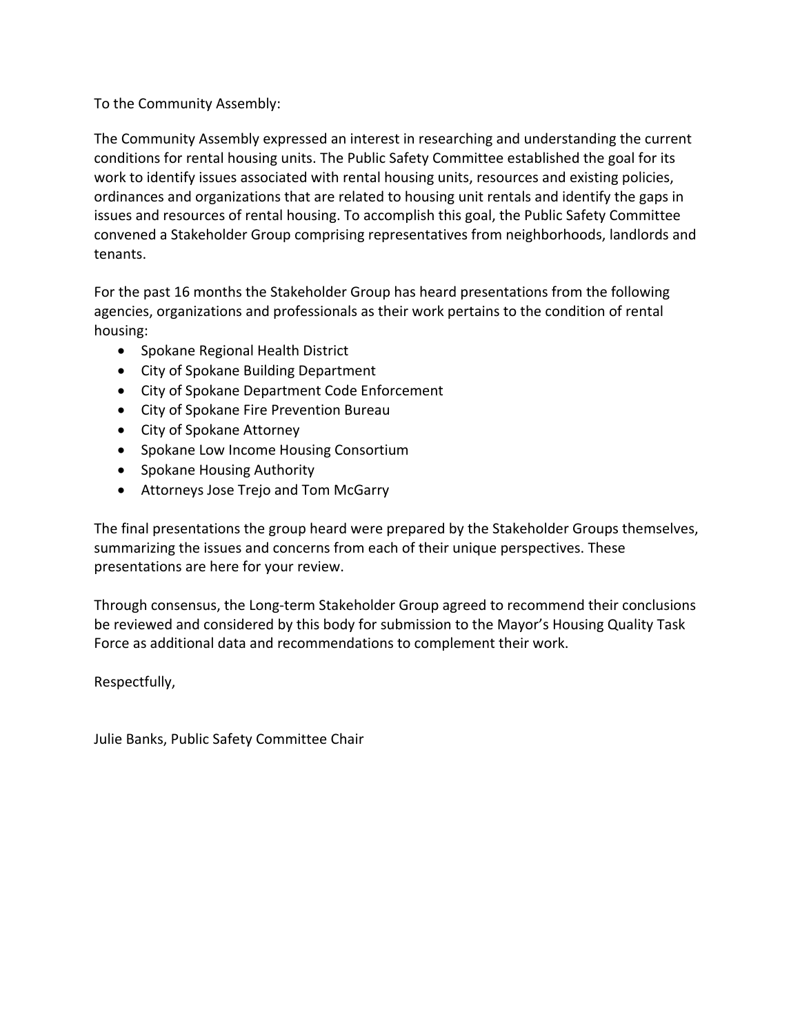To the Community Assembly:

The Community Assembly expressed an interest in researching and understanding the current conditions for rental housing units. The Public Safety Committee established the goal for its work to identify issues associated with rental housing units, resources and existing policies, ordinances and organizations that are related to housing unit rentals and identify the gaps in issues and resources of rental housing. To accomplish this goal, the Public Safety Committee convened a Stakeholder Group comprising representatives from neighborhoods, landlords and tenants.

For the past 16 months the Stakeholder Group has heard presentations from the following agencies, organizations and professionals as their work pertains to the condition of rental housing:

- Spokane Regional Health District
- City of Spokane Building Department
- City of Spokane Department Code Enforcement
- City of Spokane Fire Prevention Bureau
- City of Spokane Attorney
- Spokane Low Income Housing Consortium
- Spokane Housing Authority
- Attorneys Jose Trejo and Tom McGarry

The final presentations the group heard were prepared by the Stakeholder Groups themselves, summarizing the issues and concerns from each of their unique perspectives. These presentations are here for your review.

Through consensus, the Long-term Stakeholder Group agreed to recommend their conclusions be reviewed and considered by this body for submission to the Mayor's Housing Quality Task Force as additional data and recommendations to complement their work.

Respectfully,

Julie Banks, Public Safety Committee Chair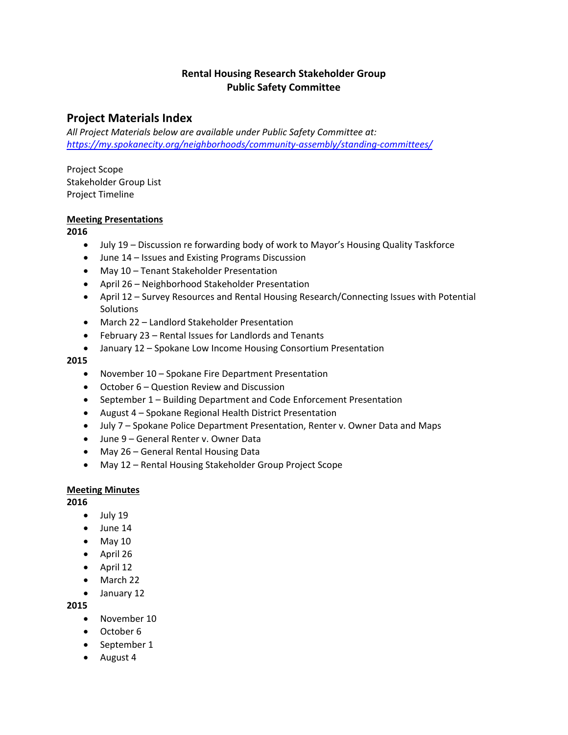**Rental Housing Research Stakeholder Group**
**Public Safety Committee**

## Project Materials Index

*All Project Materials below are available under Public Safety Committee at:*
*[https://my.spokanecity.org/neighborhoods/community-assembly/standing-committees/](https://my.spokanecity.org/neighborhoods/community-assembly/standing-committees/)*

Project Scope
Stakeholder Group List
Project Timeline

### Meeting Presentations

**2016**

- July 19 – Discussion re forwarding body of work to Mayor's Housing Quality Taskforce
- June 14 – Issues and Existing Programs Discussion
- May 10 – Tenant Stakeholder Presentation
- April 26 – Neighborhood Stakeholder Presentation
- April 12 – Survey Resources and Rental Housing Research/Connecting Issues with Potential Solutions
- March 22 – Landlord Stakeholder Presentation
- February 23 – Rental Issues for Landlords and Tenants
- January 12 – Spokane Low Income Housing Consortium Presentation

**2015**

- November 10 – Spokane Fire Department Presentation
- October 6 – Question Review and Discussion
- September 1 – Building Department and Code Enforcement Presentation
- August 4 – Spokane Regional Health District Presentation
- July 7 – Spokane Police Department Presentation, Renter v. Owner Data and Maps
- June 9 – General Renter v. Owner Data
- May 26 – General Rental Housing Data
- May 12 – Rental Housing Stakeholder Group Project Scope

### Meeting Minutes

**2016**

- July 19
- June 14
- May 10
- April 26
- April 12
- March 22
- January 12

**2015**

- November 10
- October 6
- September 1
- August 4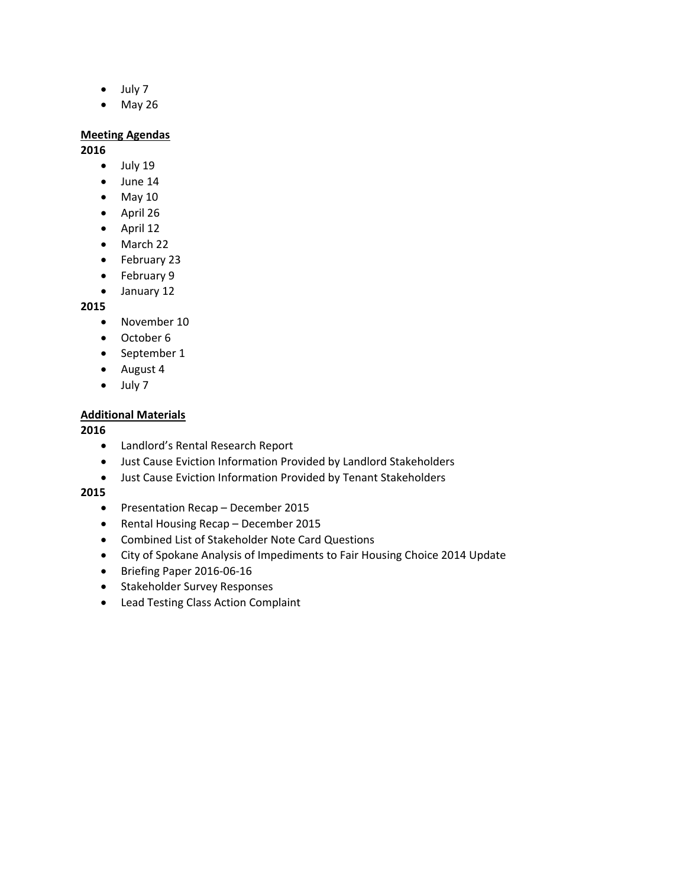- July 7
- May 26

**Meeting Agendas**

**2016**

- July 19
- June 14
- May 10
- April 26
- April 12
- March 22
- February 23
- February 9
- January 12

**2015**

- November 10
- October 6
- September 1
- August 4
- July 7

**Additional Materials**

**2016**

- Landlord's Rental Research Report
- Just Cause Eviction Information Provided by Landlord Stakeholders
- Just Cause Eviction Information Provided by Tenant Stakeholders

**2015**

- Presentation Recap – December 2015
- Rental Housing Recap – December 2015
- Combined List of Stakeholder Note Card Questions
- City of Spokane Analysis of Impediments to Fair Housing Choice 2014 Update
- Briefing Paper 2016-06-16
- Stakeholder Survey Responses
- Lead Testing Class Action Complaint